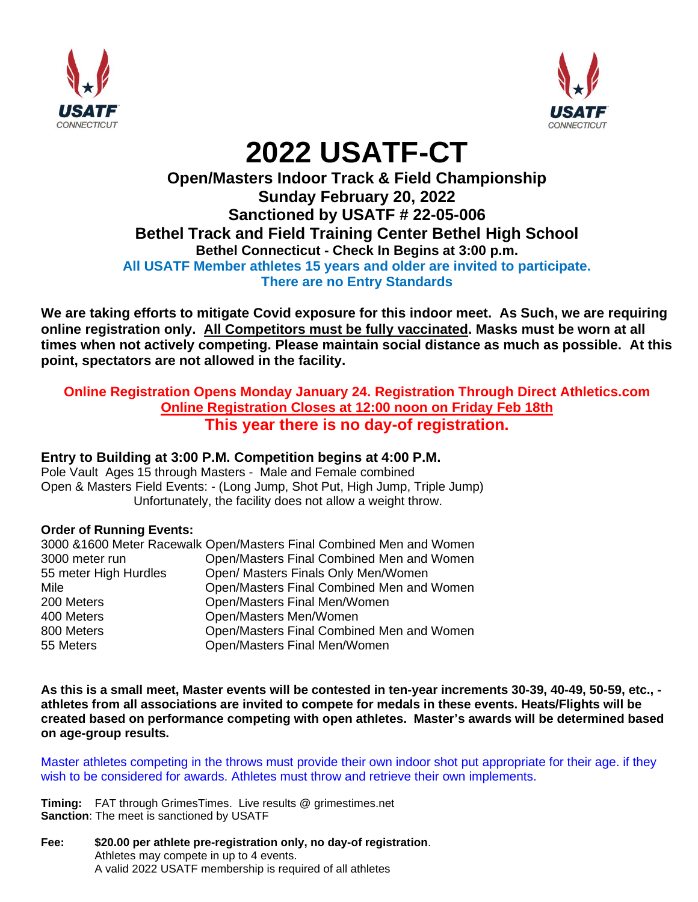# 2022 USATF-CT

## Open/Masters Indoor Track & Field Championship
## Sunday February 20, 2022
## Sanctioned by USATF # 22-05-006
## Bethel Track and Field Training Center Bethel High School

**Bethel Connecticut - Check In Begins at 3:00 p.m.**

**All USATF Member athletes 15 years and older are invited to participate.**
**There are no Entry Standards**

**We are taking efforts to mitigate Covid exposure for this indoor meet. As Such, we are requiring online registration only. All Competitors must be fully vaccinated. Masks must be worn at all times when not actively competing. Please maintain social distance as much as possible. At this point, spectators are not allowed in the facility.**

**Online Registration Opens Monday January 24. Registration Through Direct Athletics.com**
**Online Registration Closes at 12:00 noon on Friday Feb 18th**
**This year there is no day-of registration.**

### Entry to Building at 3:00 P.M. Competition begins at 4:00 P.M.

Pole Vault Ages 15 through Masters - Male and Female combined
Open & Masters Field Events: - (Long Jump, Shot Put, High Jump, Triple Jump)
Unfortunately, the facility does not allow a weight throw.

**Order of Running Events:**

| Event | Division |
|---|---|
| 3000 &1600 Meter Racewalk | Open/Masters Final Combined Men and Women |
| 3000 meter run | Open/Masters Final Combined Men and Women |
| 55 meter High Hurdles | Open/ Masters Finals Only Men/Women |
| Mile | Open/Masters Final Combined Men and Women |
| 200 Meters | Open/Masters Final Men/Women |
| 400 Meters | Open/Masters Men/Women |
| 800 Meters | Open/Masters Final Combined Men and Women |
| 55 Meters | Open/Masters Final Men/Women |

**As this is a small meet, Master events will be contested in ten-year increments 30-39, 40-49, 50-59, etc., - athletes from all associations are invited to compete for medals in these events. Heats/Flights will be created based on performance competing with open athletes. Master's awards will be determined based on age-group results.**

Master athletes competing in the throws must provide their own indoor shot put appropriate for their age. if they wish to be considered for awards. Athletes must throw and retrieve their own implements.

**Timing:** FAT through GrimesTimes. Live results @ grimestimes.net
**Sanction**: The meet is sanctioned by USATF

**Fee:** **$20.00 per athlete pre-registration only, no day-of registration**.
Athletes may compete in up to 4 events.
A valid 2022 USATF membership is required of all athletes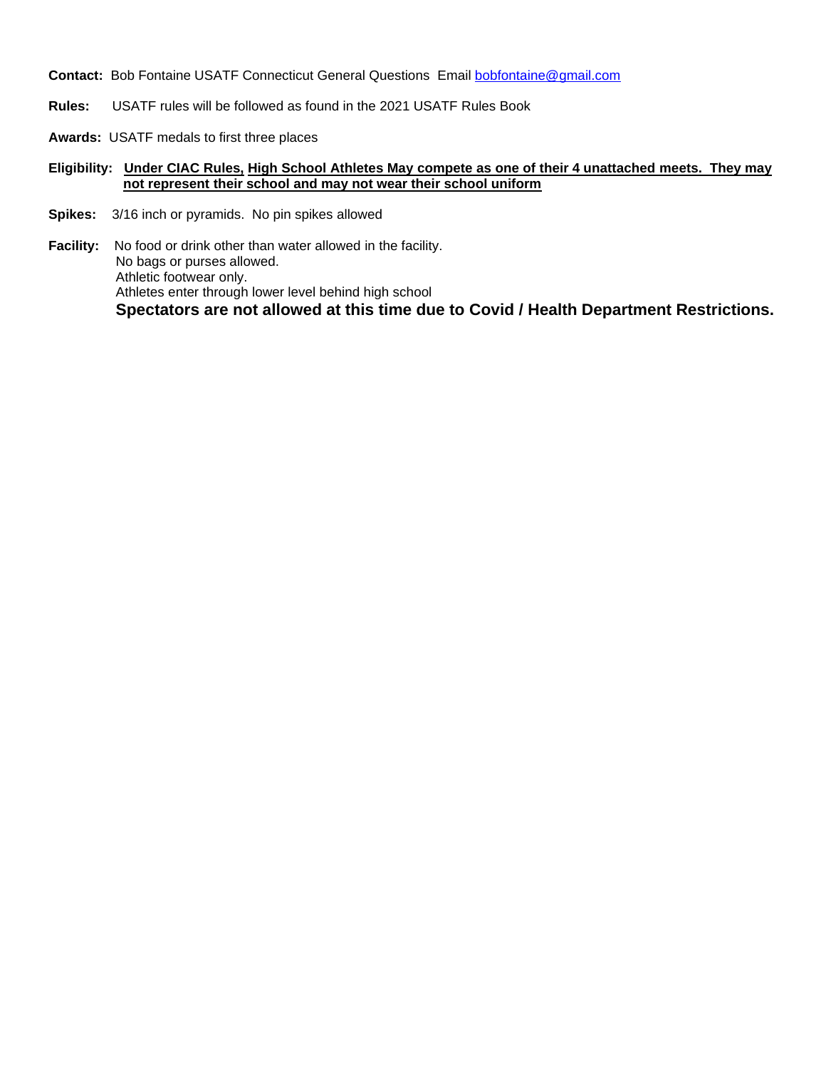**Contact:** Bob Fontaine USATF Connecticut General Questions Email bobfontaine@gmail.com

**Rules:** USATF rules will be followed as found in the 2021 USATF Rules Book

**Awards:** USATF medals to first three places

**Eligibility:** **Under CIAC Rules, High School Athletes May compete as one of their 4 unattached meets. They may not represent their school and may not wear their school uniform**

**Spikes:** 3/16 inch or pyramids. No pin spikes allowed

**Facility:** No food or drink other than water allowed in the facility.
No bags or purses allowed.
Athletic footwear only.
Athletes enter through lower level behind high school

**Spectators are not allowed at this time due to Covid / Health Department Restrictions.**